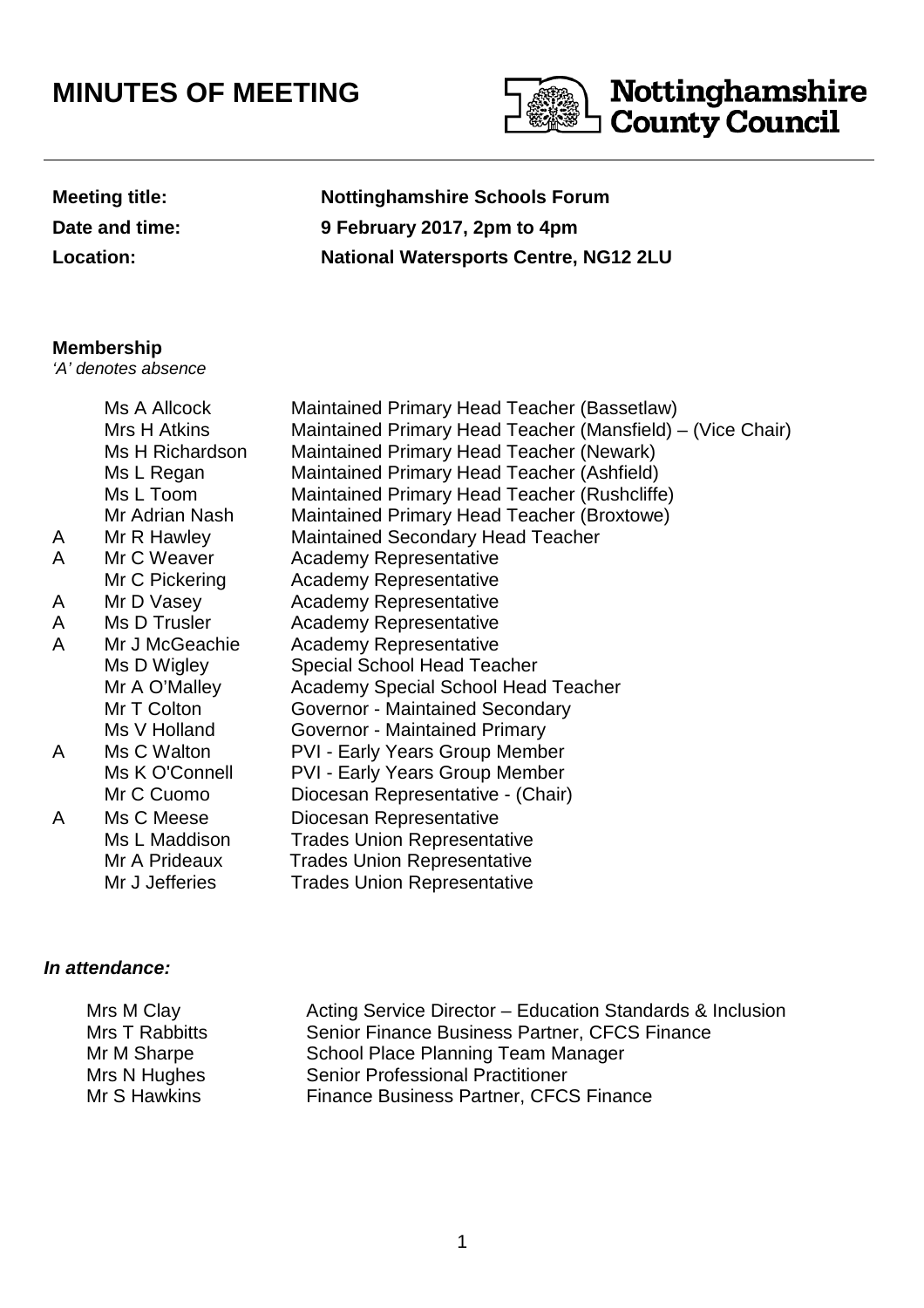# MINUTES OF MEETING

Nottinghamshire County Council

| | |
|---|---|
| **Meeting title:** | **Nottinghamshire Schools Forum** |
| **Date and time:** | **9 February 2017, 2pm to 4pm** |
| **Location:** | **National Watersports Centre, NG12 2LU** |

**Membership**

*'A' denotes absence*

| | | |
|---|---|---|
| | Ms A Allcock | Maintained Primary Head Teacher (Bassetlaw) |
| | Mrs H Atkins | Maintained Primary Head Teacher (Mansfield) – (Vice Chair) |
| | Ms H Richardson | Maintained Primary Head Teacher (Newark) |
| | Ms L Regan | Maintained Primary Head Teacher (Ashfield) |
| | Ms L Toom | Maintained Primary Head Teacher (Rushcliffe) |
| | Mr Adrian Nash | Maintained Primary Head Teacher (Broxtowe) |
| A | Mr R Hawley | Maintained Secondary Head Teacher |
| A | Mr C Weaver | Academy Representative |
| | Mr C Pickering | Academy Representative |
| A | Mr D Vasey | Academy Representative |
| A | Ms D Trusler | Academy Representative |
| A | Mr J McGeachie | Academy Representative |
| | Ms D Wigley | Special School Head Teacher |
| | Mr A O'Malley | Academy Special School Head Teacher |
| | Mr T Colton | Governor - Maintained Secondary |
| | Ms V Holland | Governor - Maintained Primary |
| A | Ms C Walton | PVI - Early Years Group Member |
| | Ms K O'Connell | PVI - Early Years Group Member |
| | Mr C Cuomo | Diocesan Representative - (Chair) |
| A | Ms C Meese | Diocesan Representative |
| | Ms L Maddison | Trades Union Representative |
| | Mr A Prideaux | Trades Union Representative |
| | Mr J Jefferies | Trades Union Representative |

***In attendance:***

| | |
|---|---|
| Mrs M Clay | Acting Service Director – Education Standards & Inclusion |
| Mrs T Rabbitts | Senior Finance Business Partner, CFCS Finance |
| Mr M Sharpe | School Place Planning Team Manager |
| Mrs N Hughes | Senior Professional Practitioner |
| Mr S Hawkins | Finance Business Partner, CFCS Finance |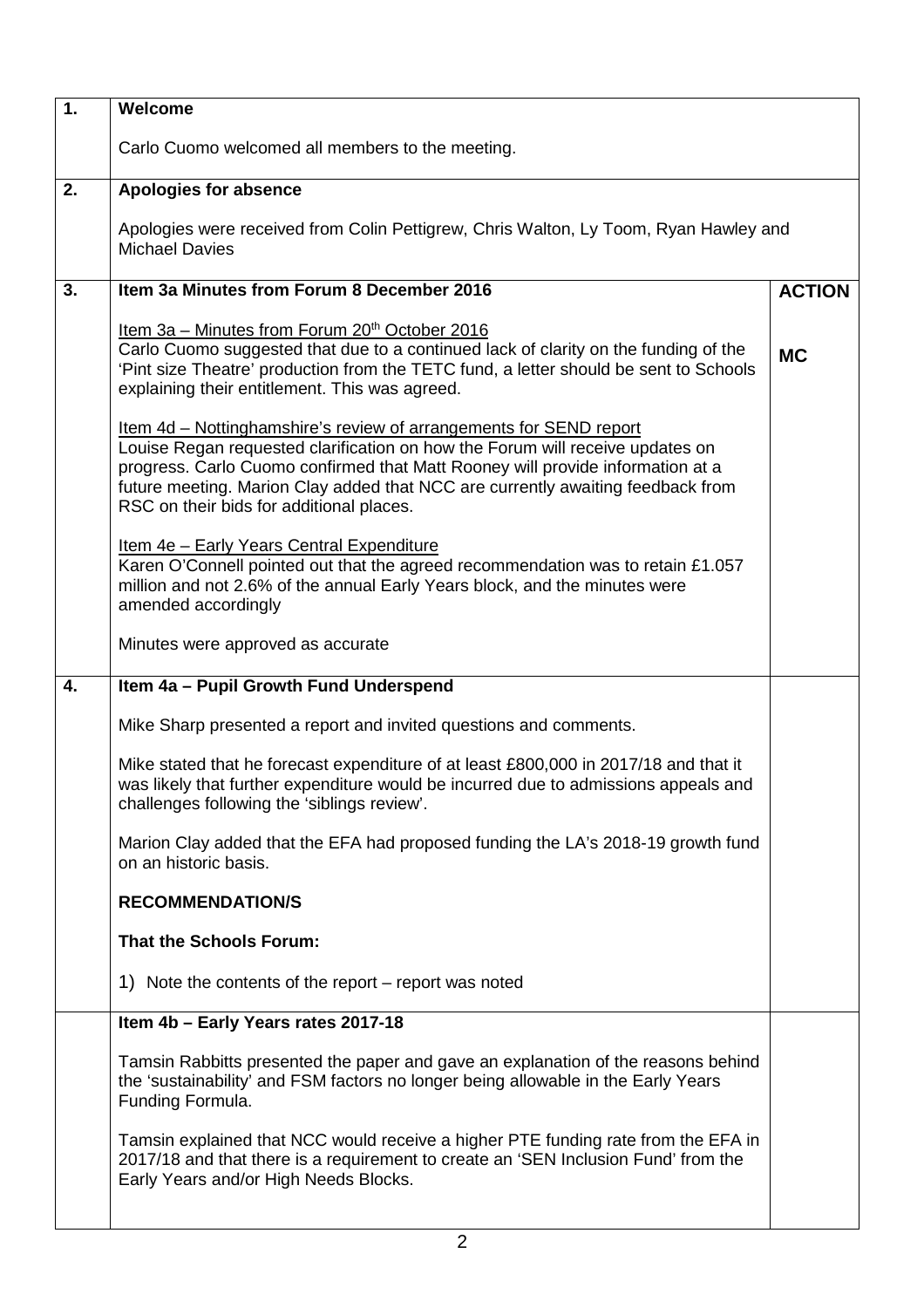| | | |
|---|---|---|
| **1.** | **Welcome**<br><br>Carlo Cuomo welcomed all members to the meeting. | |
| **2.** | **Apologies for absence**<br><br>Apologies were received from Colin Pettigrew, Chris Walton, Ly Toom, Ryan Hawley and Michael Davies | |
| **3.** | **Item 3a Minutes from Forum 8 December 2016** | **ACTION** |
| | Item 3a – Minutes from Forum 20th October 2016<br>Carlo Cuomo suggested that due to a continued lack of clarity on the funding of the 'Pint size Theatre' production from the TETC fund, a letter should be sent to Schools explaining their entitlement. This was agreed.<br><br>Item 4d – Nottinghamshire's review of arrangements for SEND report<br>Louise Regan requested clarification on how the Forum will receive updates on progress. Carlo Cuomo confirmed that Matt Rooney will provide information at a future meeting. Marion Clay added that NCC are currently awaiting feedback from RSC on their bids for additional places.<br><br>Item 4e – Early Years Central Expenditure<br>Karen O'Connell pointed out that the agreed recommendation was to retain £1.057 million and not 2.6% of the annual Early Years block, and the minutes were amended accordingly<br><br>Minutes were approved as accurate | **MC** |
| **4.** | **Item 4a – Pupil Growth Fund Underspend**<br><br>Mike Sharp presented a report and invited questions and comments.<br><br>Mike stated that he forecast expenditure of at least £800,000 in 2017/18 and that it was likely that further expenditure would be incurred due to admissions appeals and challenges following the 'siblings review'.<br><br>Marion Clay added that the EFA had proposed funding the LA's 2018-19 growth fund on an historic basis.<br><br>**RECOMMENDATION/S**<br><br>**That the Schools Forum:**<br><br>1) Note the contents of the report – report was noted | |
| | **Item 4b – Early Years rates 2017-18**<br><br>Tamsin Rabbitts presented the paper and gave an explanation of the reasons behind the 'sustainability' and FSM factors no longer being allowable in the Early Years Funding Formula.<br><br>Tamsin explained that NCC would receive a higher PTE funding rate from the EFA in 2017/18 and that there is a requirement to create an 'SEN Inclusion Fund' from the Early Years and/or High Needs Blocks. | |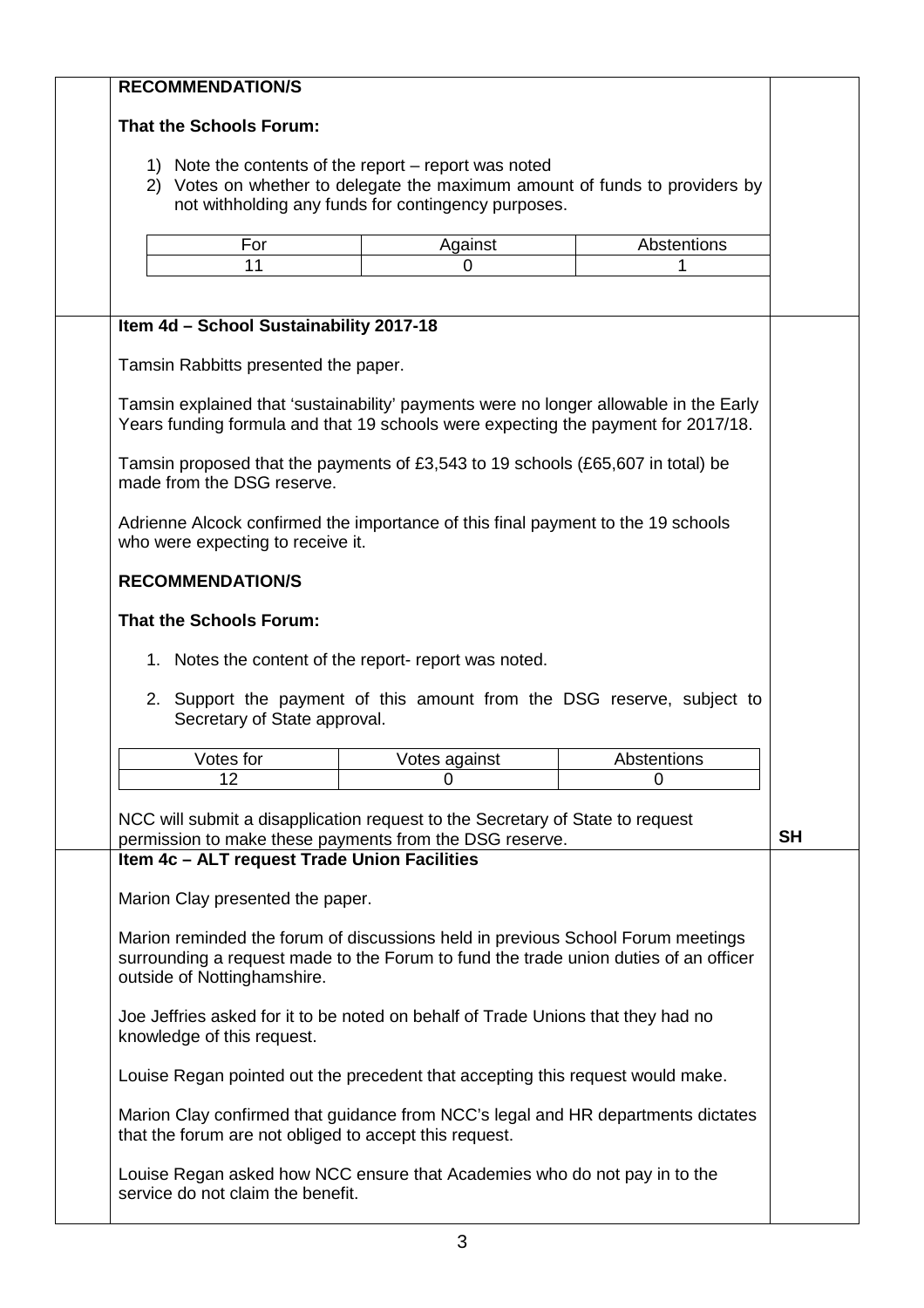**RECOMMENDATION/S**

**That the Schools Forum:**

1) Note the contents of the report – report was noted
2) Votes on whether to delegate the maximum amount of funds to providers by not withholding any funds for contingency purposes.

| For | Against | Abstentions |
|---|---|---|
| 11 | 0 | 1 |

**Item 4d – School Sustainability 2017-18**

Tamsin Rabbitts presented the paper.

Tamsin explained that 'sustainability' payments were no longer allowable in the Early Years funding formula and that 19 schools were expecting the payment for 2017/18.

Tamsin proposed that the payments of £3,543 to 19 schools (£65,607 in total) be made from the DSG reserve.

Adrienne Alcock confirmed the importance of this final payment to the 19 schools who were expecting to receive it.

**RECOMMENDATION/S**

**That the Schools Forum:**

1. Notes the content of the report- report was noted.

2. Support the payment of this amount from the DSG reserve, subject to Secretary of State approval.

| Votes for | Votes against | Abstentions |
|---|---|---|
| 12 | 0 | 0 |

NCC will submit a disapplication request to the Secretary of State to request permission to make these payments from the DSG reserve. **SH**

**Item 4c – ALT request Trade Union Facilities**

Marion Clay presented the paper.

Marion reminded the forum of discussions held in previous School Forum meetings surrounding a request made to the Forum to fund the trade union duties of an officer outside of Nottinghamshire.

Joe Jeffries asked for it to be noted on behalf of Trade Unions that they had no knowledge of this request.

Louise Regan pointed out the precedent that accepting this request would make.

Marion Clay confirmed that guidance from NCC's legal and HR departments dictates that the forum are not obliged to accept this request.

Louise Regan asked how NCC ensure that Academies who do not pay in to the service do not claim the benefit.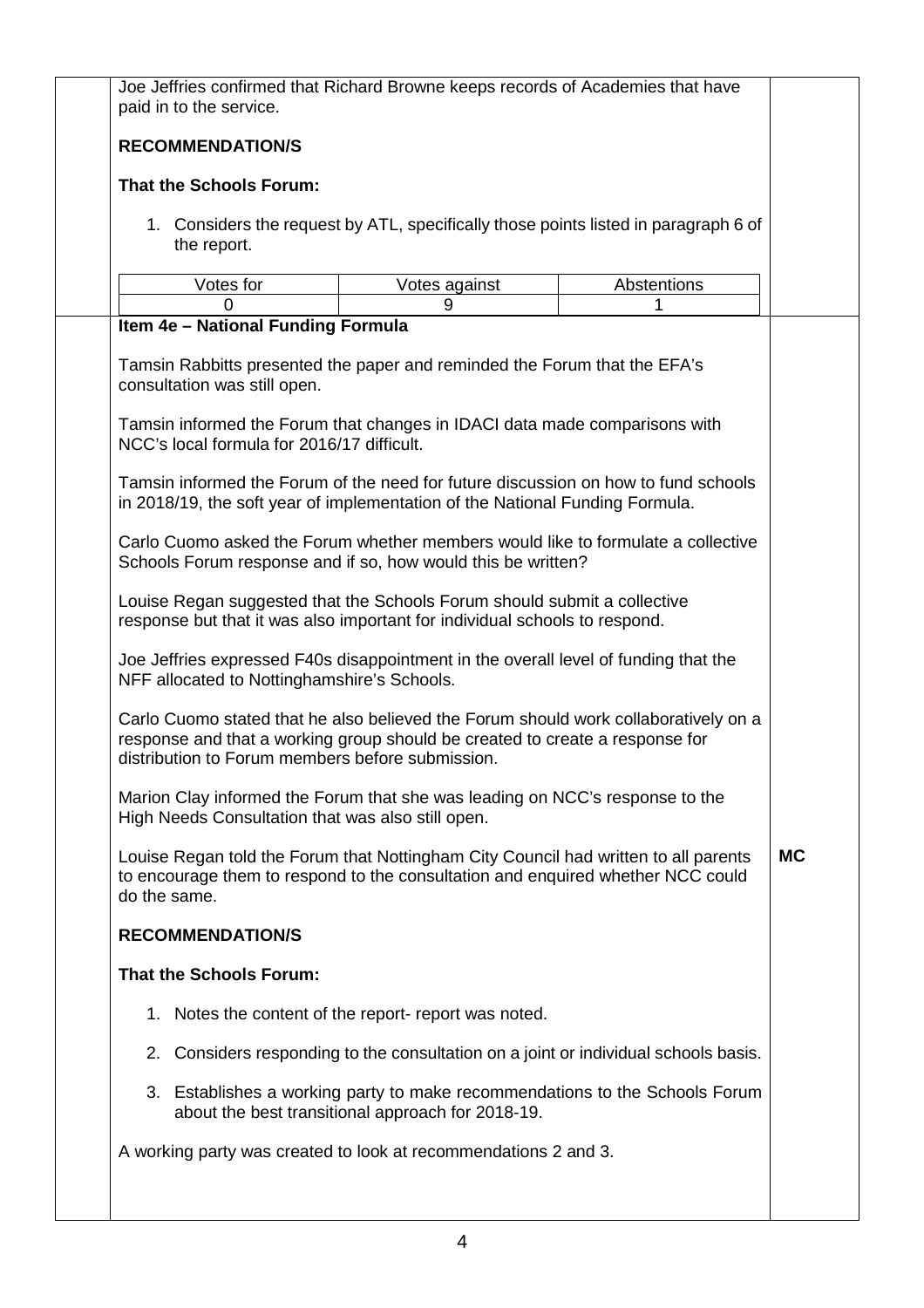Joe Jeffries confirmed that Richard Browne keeps records of Academies that have paid in to the service.

**RECOMMENDATION/S**

**That the Schools Forum:**

1. Considers the request by ATL, specifically those points listed in paragraph 6 of the report.

| Votes for | Votes against | Abstentions |
|---|---|---|
| 0 | 9 | 1 |

**Item 4e – National Funding Formula**

Tamsin Rabbitts presented the paper and reminded the Forum that the EFA's consultation was still open.

Tamsin informed the Forum that changes in IDACI data made comparisons with NCC's local formula for 2016/17 difficult.

Tamsin informed the Forum of the need for future discussion on how to fund schools in 2018/19, the soft year of implementation of the National Funding Formula.

Carlo Cuomo asked the Forum whether members would like to formulate a collective Schools Forum response and if so, how would this be written?

Louise Regan suggested that the Schools Forum should submit a collective response but that it was also important for individual schools to respond.

Joe Jeffries expressed F40s disappointment in the overall level of funding that the NFF allocated to Nottinghamshire's Schools.

Carlo Cuomo stated that he also believed the Forum should work collaboratively on a response and that a working group should be created to create a response for distribution to Forum members before submission.

Marion Clay informed the Forum that she was leading on NCC's response to the High Needs Consultation that was also still open.

Louise Regan told the Forum that Nottingham City Council had written to all parents to encourage them to respond to the consultation and enquired whether NCC could do the same. **MC**

**RECOMMENDATION/S**

**That the Schools Forum:**

1. Notes the content of the report- report was noted.
2. Considers responding to the consultation on a joint or individual schools basis.
3. Establishes a working party to make recommendations to the Schools Forum about the best transitional approach for 2018-19.

A working party was created to look at recommendations 2 and 3.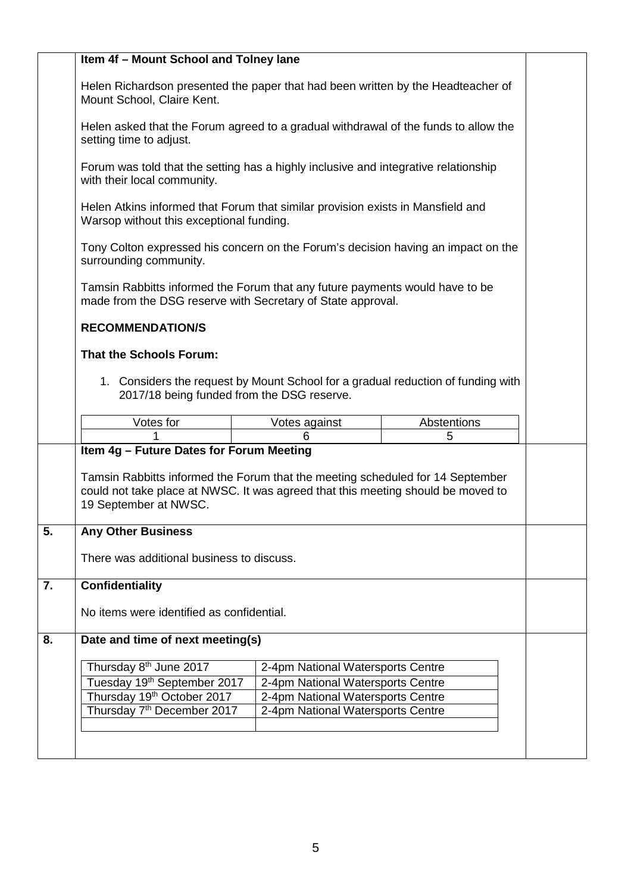**Item 4f – Mount School and Tolney lane**

Helen Richardson presented the paper that had been written by the Headteacher of Mount School, Claire Kent.

Helen asked that the Forum agreed to a gradual withdrawal of the funds to allow the setting time to adjust.

Forum was told that the setting has a highly inclusive and integrative relationship with their local community.

Helen Atkins informed that Forum that similar provision exists in Mansfield and Warsop without this exceptional funding.

Tony Colton expressed his concern on the Forum's decision having an impact on the surrounding community.

Tamsin Rabbitts informed the Forum that any future payments would have to be made from the DSG reserve with Secretary of State approval.

**RECOMMENDATION/S**

**That the Schools Forum:**

1. Considers the request by Mount School for a gradual reduction of funding with 2017/18 being funded from the DSG reserve.

| Votes for | Votes against | Abstentions |
|---|---|---|
| 1 | 6 | 5 |

**Item 4g – Future Dates for Forum Meeting**

Tamsin Rabbitts informed the Forum that the meeting scheduled for 14 September could not take place at NWSC. It was agreed that this meeting should be moved to 19 September at NWSC.

**5. Any Other Business**

There was additional business to discuss.

**7. Confidentiality**

No items were identified as confidential.

**8. Date and time of next meeting(s)**

| | |
|---|---|
| Thursday 8th June 2017 | 2-4pm National Watersports Centre |
| Tuesday 19th September 2017 | 2-4pm National Watersports Centre |
| Thursday 19th October 2017 | 2-4pm National Watersports Centre |
| Thursday 7th December 2017 | 2-4pm National Watersports Centre |
| | |